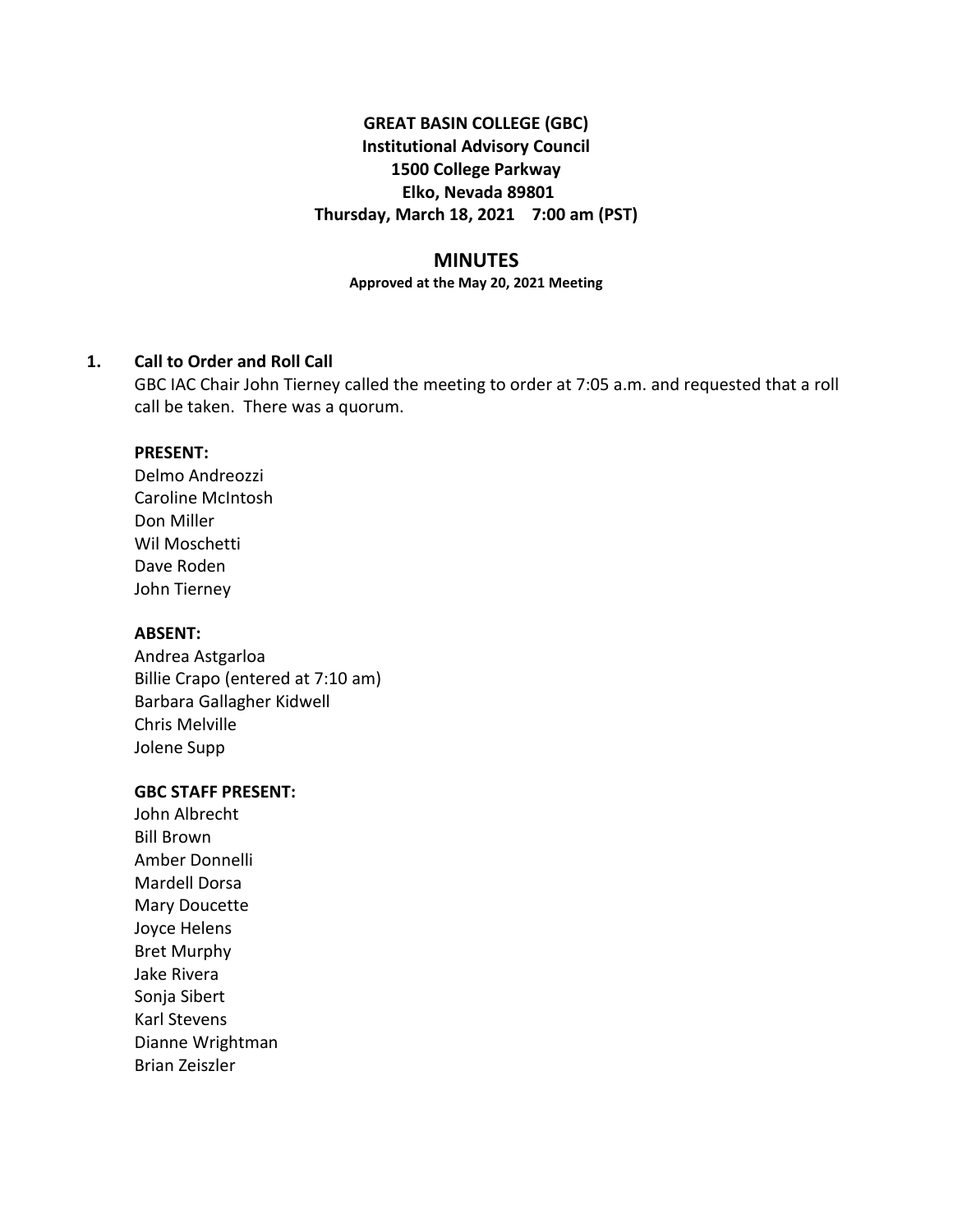**GREAT BASIN COLLEGE (GBC)**
**Institutional Advisory Council**
**1500 College Parkway**
**Elko, Nevada 89801**
**Thursday, March 18, 2021 7:00 am (PST)**

# MINUTES

**Approved at the May 20, 2021 Meeting**

## 1. Call to Order and Roll Call

GBC IAC Chair John Tierney called the meeting to order at 7:05 a.m. and requested that a roll call be taken. There was a quorum.

**PRESENT:**
Delmo Andreozzi
Caroline McIntosh
Don Miller
Wil Moschetti
Dave Roden
John Tierney

**ABSENT:**
Andrea Astgarloa
Billie Crapo (entered at 7:10 am)
Barbara Gallagher Kidwell
Chris Melville
Jolene Supp

**GBC STAFF PRESENT:**
John Albrecht
Bill Brown
Amber Donnelli
Mardell Dorsa
Mary Doucette
Joyce Helens
Bret Murphy
Jake Rivera
Sonja Sibert
Karl Stevens
Dianne Wrightman
Brian Zeiszler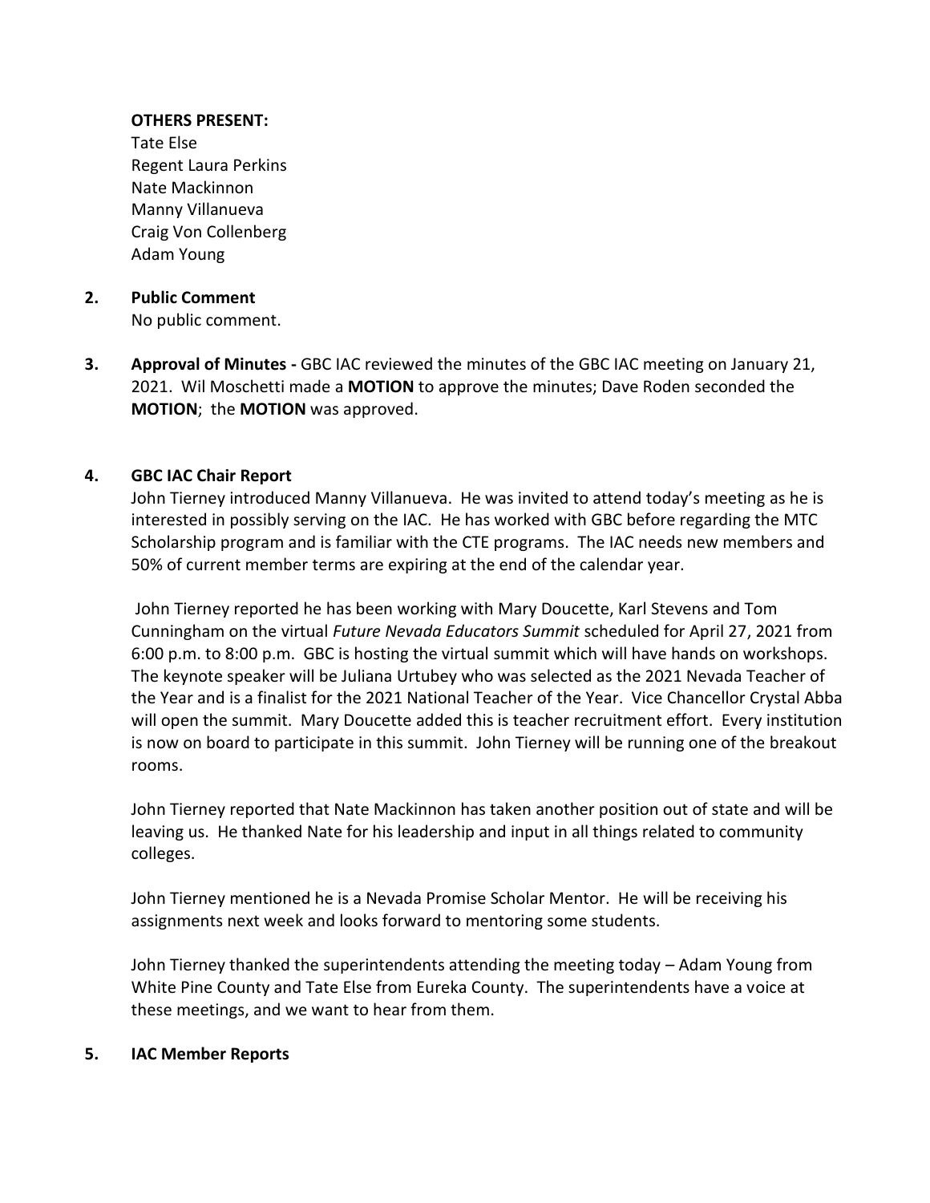**OTHERS PRESENT:**
Tate Else
Regent Laura Perkins
Nate Mackinnon
Manny Villanueva
Craig Von Collenberg
Adam Young

**2. Public Comment**
No public comment.

**3. Approval of Minutes -** GBC IAC reviewed the minutes of the GBC IAC meeting on January 21, 2021. Wil Moschetti made a **MOTION** to approve the minutes; Dave Roden seconded the **MOTION**; the **MOTION** was approved.

**4. GBC IAC Chair Report**
John Tierney introduced Manny Villanueva. He was invited to attend today's meeting as he is interested in possibly serving on the IAC. He has worked with GBC before regarding the MTC Scholarship program and is familiar with the CTE programs. The IAC needs new members and 50% of current member terms are expiring at the end of the calendar year.

John Tierney reported he has been working with Mary Doucette, Karl Stevens and Tom Cunningham on the virtual *Future Nevada Educators Summit* scheduled for April 27, 2021 from 6:00 p.m. to 8:00 p.m. GBC is hosting the virtual summit which will have hands on workshops. The keynote speaker will be Juliana Urtubey who was selected as the 2021 Nevada Teacher of the Year and is a finalist for the 2021 National Teacher of the Year. Vice Chancellor Crystal Abba will open the summit. Mary Doucette added this is teacher recruitment effort. Every institution is now on board to participate in this summit. John Tierney will be running one of the breakout rooms.

John Tierney reported that Nate Mackinnon has taken another position out of state and will be leaving us. He thanked Nate for his leadership and input in all things related to community colleges.

John Tierney mentioned he is a Nevada Promise Scholar Mentor. He will be receiving his assignments next week and looks forward to mentoring some students.

John Tierney thanked the superintendents attending the meeting today – Adam Young from White Pine County and Tate Else from Eureka County. The superintendents have a voice at these meetings, and we want to hear from them.

**5. IAC Member Reports**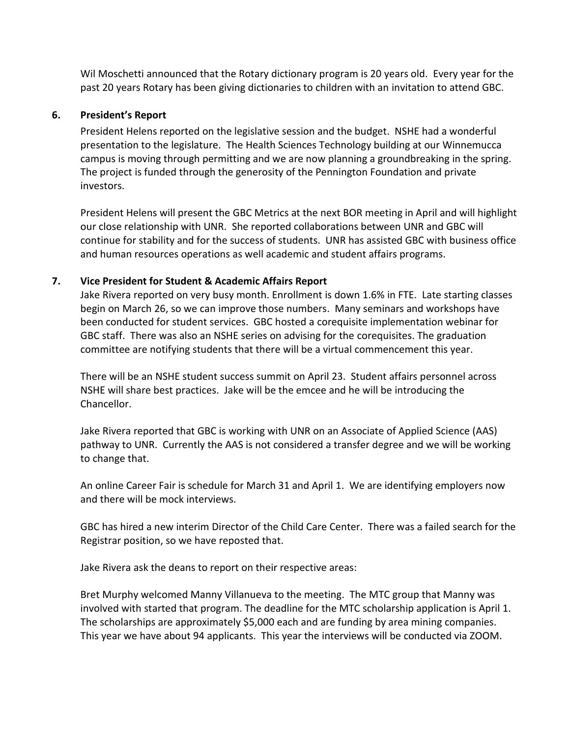Wil Moschetti announced that the Rotary dictionary program is 20 years old. Every year for the past 20 years Rotary has been giving dictionaries to children with an invitation to attend GBC.

## 6. President's Report

President Helens reported on the legislative session and the budget. NSHE had a wonderful presentation to the legislature. The Health Sciences Technology building at our Winnemucca campus is moving through permitting and we are now planning a groundbreaking in the spring. The project is funded through the generosity of the Pennington Foundation and private investors.

President Helens will present the GBC Metrics at the next BOR meeting in April and will highlight our close relationship with UNR. She reported collaborations between UNR and GBC will continue for stability and for the success of students. UNR has assisted GBC with business office and human resources operations as well academic and student affairs programs.

## 7. Vice President for Student & Academic Affairs Report

Jake Rivera reported on very busy month. Enrollment is down 1.6% in FTE. Late starting classes begin on March 26, so we can improve those numbers. Many seminars and workshops have been conducted for student services. GBC hosted a corequisite implementation webinar for GBC staff. There was also an NSHE series on advising for the corequisites. The graduation committee are notifying students that there will be a virtual commencement this year.

There will be an NSHE student success summit on April 23. Student affairs personnel across NSHE will share best practices. Jake will be the emcee and he will be introducing the Chancellor.

Jake Rivera reported that GBC is working with UNR on an Associate of Applied Science (AAS) pathway to UNR. Currently the AAS is not considered a transfer degree and we will be working to change that.

An online Career Fair is schedule for March 31 and April 1. We are identifying employers now and there will be mock interviews.

GBC has hired a new interim Director of the Child Care Center. There was a failed search for the Registrar position, so we have reposted that.

Jake Rivera ask the deans to report on their respective areas:

Bret Murphy welcomed Manny Villanueva to the meeting. The MTC group that Manny was involved with started that program. The deadline for the MTC scholarship application is April 1. The scholarships are approximately $5,000 each and are funding by area mining companies. This year we have about 94 applicants. This year the interviews will be conducted via ZOOM.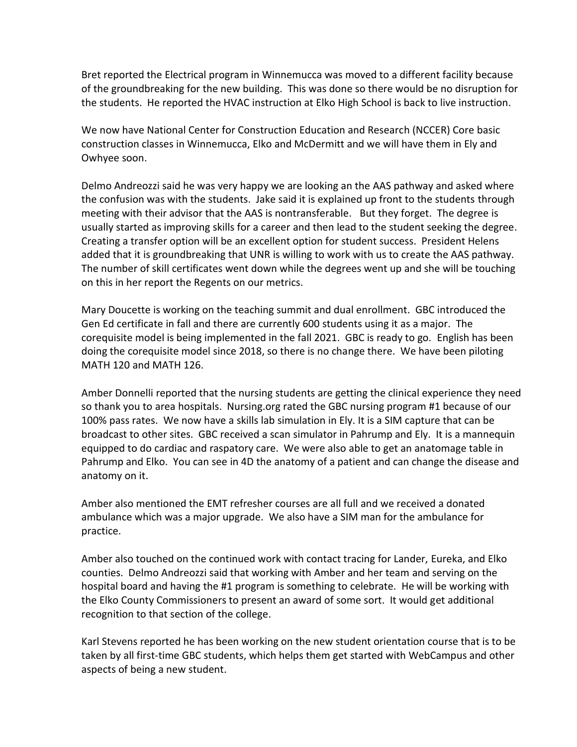Bret reported the Electrical program in Winnemucca was moved to a different facility because of the groundbreaking for the new building. This was done so there would be no disruption for the students. He reported the HVAC instruction at Elko High School is back to live instruction.

We now have National Center for Construction Education and Research (NCCER) Core basic construction classes in Winnemucca, Elko and McDermitt and we will have them in Ely and Owhyee soon.

Delmo Andreozzi said he was very happy we are looking an the AAS pathway and asked where the confusion was with the students. Jake said it is explained up front to the students through meeting with their advisor that the AAS is nontransferable. But they forget. The degree is usually started as improving skills for a career and then lead to the student seeking the degree. Creating a transfer option will be an excellent option for student success. President Helens added that it is groundbreaking that UNR is willing to work with us to create the AAS pathway. The number of skill certificates went down while the degrees went up and she will be touching on this in her report the Regents on our metrics.

Mary Doucette is working on the teaching summit and dual enrollment. GBC introduced the Gen Ed certificate in fall and there are currently 600 students using it as a major. The corequisite model is being implemented in the fall 2021. GBC is ready to go. English has been doing the corequisite model since 2018, so there is no change there. We have been piloting MATH 120 and MATH 126.

Amber Donnelli reported that the nursing students are getting the clinical experience they need so thank you to area hospitals. Nursing.org rated the GBC nursing program #1 because of our 100% pass rates. We now have a skills lab simulation in Ely. It is a SIM capture that can be broadcast to other sites. GBC received a scan simulator in Pahrump and Ely. It is a mannequin equipped to do cardiac and raspatory care. We were also able to get an anatomage table in Pahrump and Elko. You can see in 4D the anatomy of a patient and can change the disease and anatomy on it.

Amber also mentioned the EMT refresher courses are all full and we received a donated ambulance which was a major upgrade. We also have a SIM man for the ambulance for practice.

Amber also touched on the continued work with contact tracing for Lander, Eureka, and Elko counties. Delmo Andreozzi said that working with Amber and her team and serving on the hospital board and having the #1 program is something to celebrate. He will be working with the Elko County Commissioners to present an award of some sort. It would get additional recognition to that section of the college.

Karl Stevens reported he has been working on the new student orientation course that is to be taken by all first-time GBC students, which helps them get started with WebCampus and other aspects of being a new student.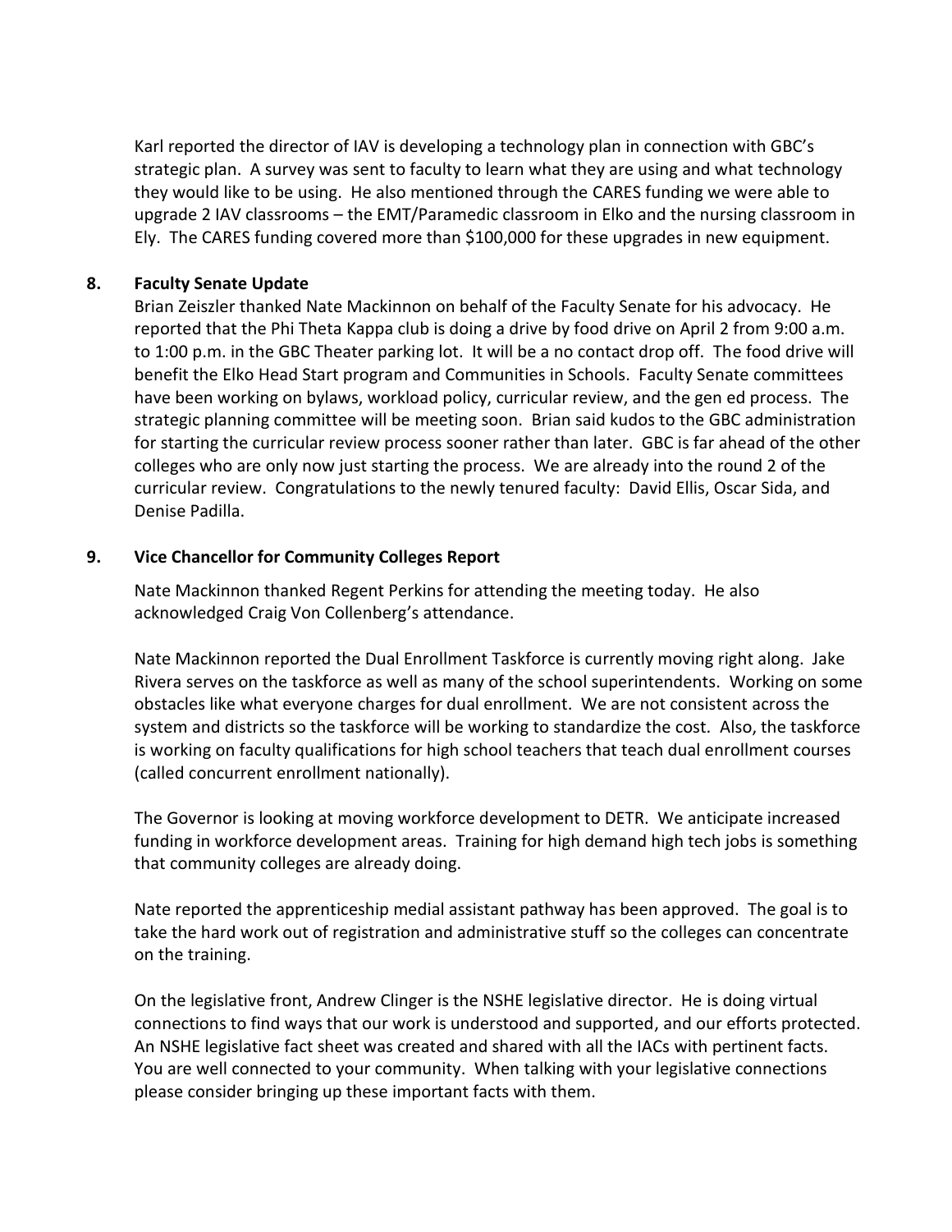Karl reported the director of IAV is developing a technology plan in connection with GBC's strategic plan. A survey was sent to faculty to learn what they are using and what technology they would like to be using. He also mentioned through the CARES funding we were able to upgrade 2 IAV classrooms – the EMT/Paramedic classroom in Elko and the nursing classroom in Ely. The CARES funding covered more than $100,000 for these upgrades in new equipment.

**8. Faculty Senate Update**

Brian Zeiszler thanked Nate Mackinnon on behalf of the Faculty Senate for his advocacy. He reported that the Phi Theta Kappa club is doing a drive by food drive on April 2 from 9:00 a.m. to 1:00 p.m. in the GBC Theater parking lot. It will be a no contact drop off. The food drive will benefit the Elko Head Start program and Communities in Schools. Faculty Senate committees have been working on bylaws, workload policy, curricular review, and the gen ed process. The strategic planning committee will be meeting soon. Brian said kudos to the GBC administration for starting the curricular review process sooner rather than later. GBC is far ahead of the other colleges who are only now just starting the process. We are already into the round 2 of the curricular review. Congratulations to the newly tenured faculty: David Ellis, Oscar Sida, and Denise Padilla.

**9. Vice Chancellor for Community Colleges Report**

Nate Mackinnon thanked Regent Perkins for attending the meeting today. He also acknowledged Craig Von Collenberg's attendance.

Nate Mackinnon reported the Dual Enrollment Taskforce is currently moving right along. Jake Rivera serves on the taskforce as well as many of the school superintendents. Working on some obstacles like what everyone charges for dual enrollment. We are not consistent across the system and districts so the taskforce will be working to standardize the cost. Also, the taskforce is working on faculty qualifications for high school teachers that teach dual enrollment courses (called concurrent enrollment nationally).

The Governor is looking at moving workforce development to DETR. We anticipate increased funding in workforce development areas. Training for high demand high tech jobs is something that community colleges are already doing.

Nate reported the apprenticeship medial assistant pathway has been approved. The goal is to take the hard work out of registration and administrative stuff so the colleges can concentrate on the training.

On the legislative front, Andrew Clinger is the NSHE legislative director. He is doing virtual connections to find ways that our work is understood and supported, and our efforts protected. An NSHE legislative fact sheet was created and shared with all the IACs with pertinent facts. You are well connected to your community. When talking with your legislative connections please consider bringing up these important facts with them.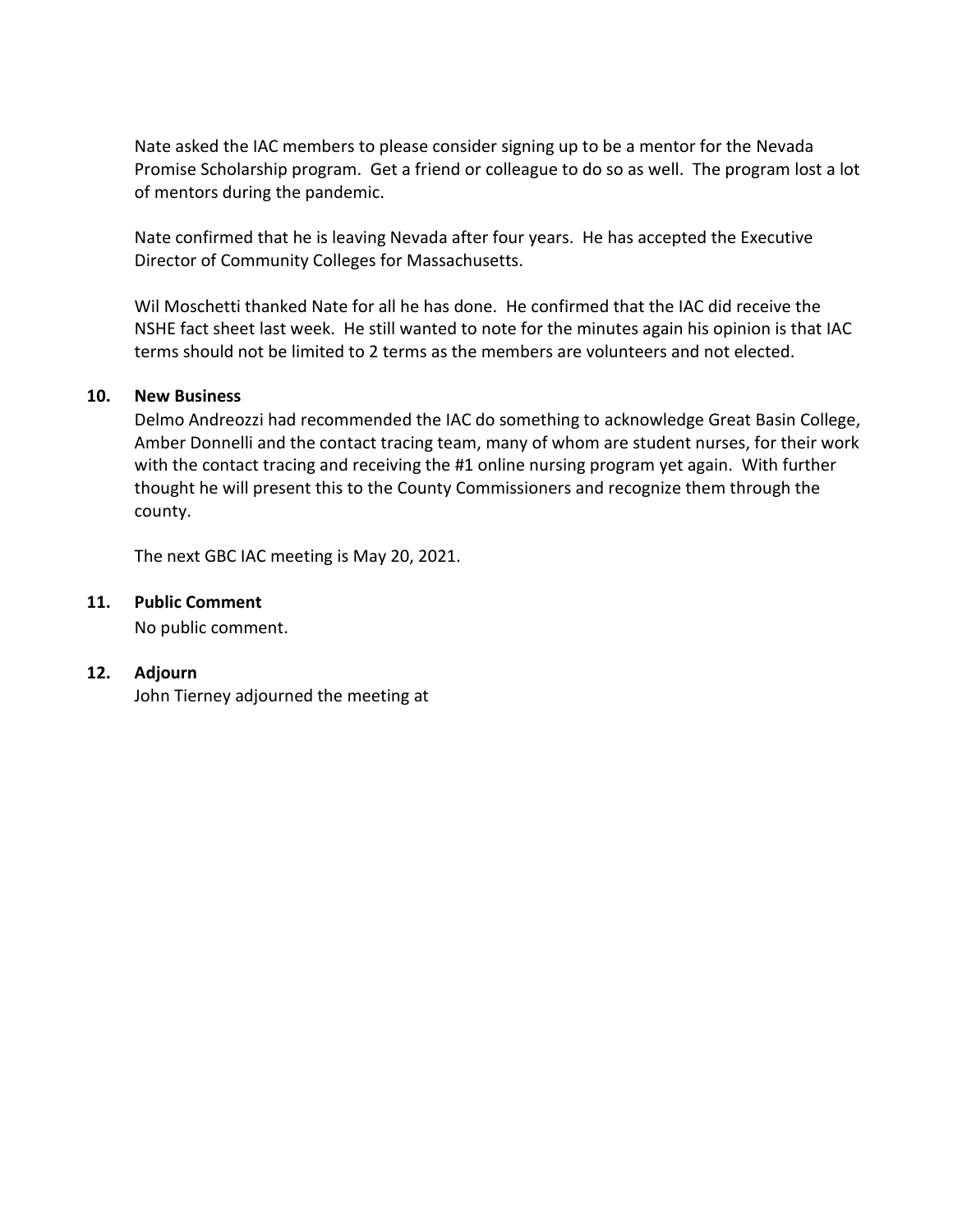Nate asked the IAC members to please consider signing up to be a mentor for the Nevada Promise Scholarship program. Get a friend or colleague to do so as well. The program lost a lot of mentors during the pandemic.

Nate confirmed that he is leaving Nevada after four years. He has accepted the Executive Director of Community Colleges for Massachusetts.

Wil Moschetti thanked Nate for all he has done. He confirmed that the IAC did receive the NSHE fact sheet last week. He still wanted to note for the minutes again his opinion is that IAC terms should not be limited to 2 terms as the members are volunteers and not elected.

**10. New Business**

Delmo Andreozzi had recommended the IAC do something to acknowledge Great Basin College, Amber Donnelli and the contact tracing team, many of whom are student nurses, for their work with the contact tracing and receiving the #1 online nursing program yet again. With further thought he will present this to the County Commissioners and recognize them through the county.

The next GBC IAC meeting is May 20, 2021.

**11. Public Comment**

No public comment.

**12. Adjourn**

John Tierney adjourned the meeting at